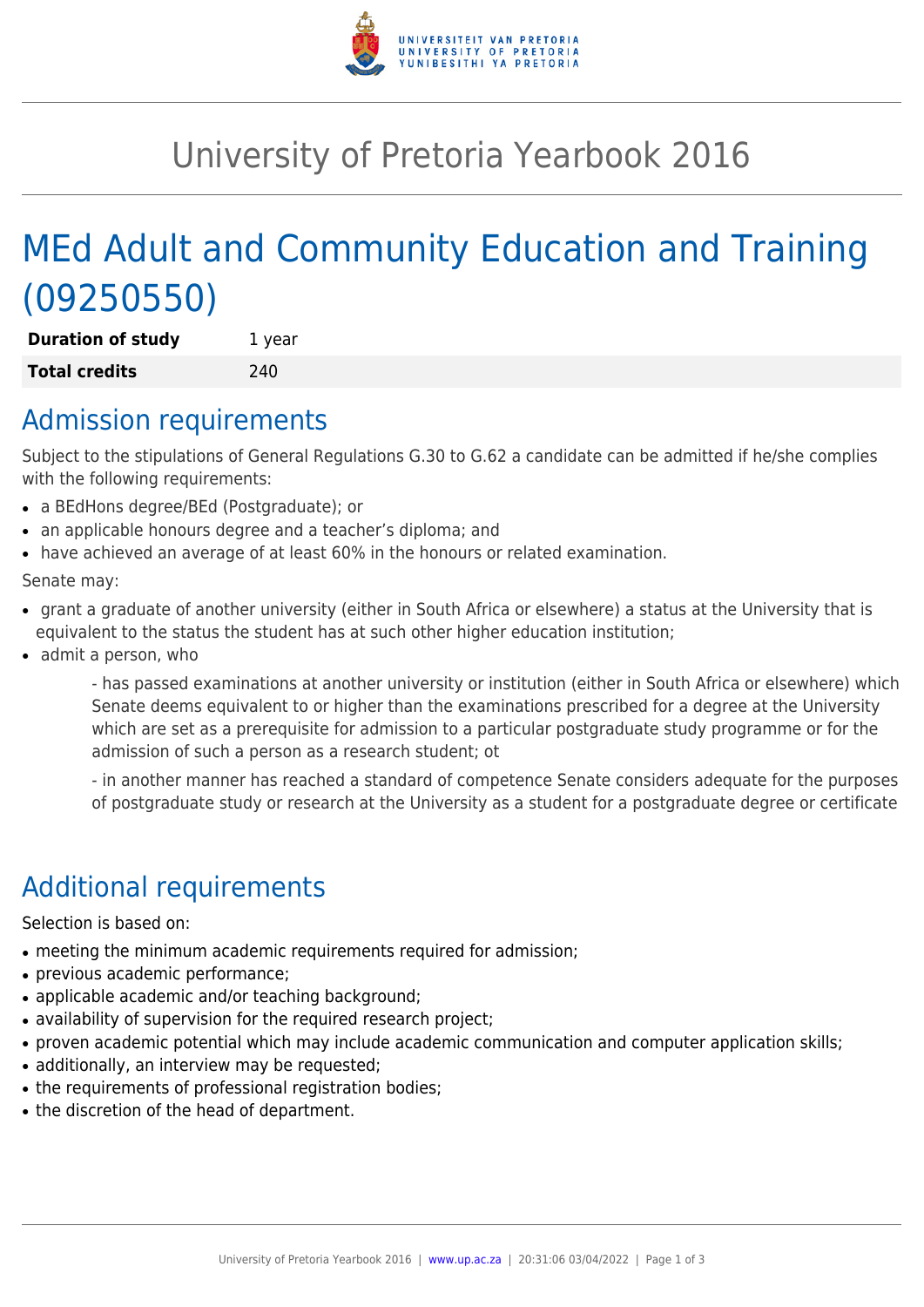# University of Pretoria Yearbook 2016

# MEd Adult and Community Education and Training (09250550)

| **Duration of study** | 1 year |
|---|---|
| **Total credits** | 240 |

## Admission requirements

Subject to the stipulations of General Regulations G.30 to G.62 a candidate can be admitted if he/she complies with the following requirements:

- a BEdHons degree/BEd (Postgraduate); or
- an applicable honours degree and a teacher's diploma; and
- have achieved an average of at least 60% in the honours or related examination.

Senate may:

- grant a graduate of another university (either in South Africa or elsewhere) a status at the University that is equivalent to the status the student has at such other higher education institution;
- admit a person, who

    - has passed examinations at another university or institution (either in South Africa or elsewhere) which Senate deems equivalent to or higher than the examinations prescribed for a degree at the University which are set as a prerequisite for admission to a particular postgraduate study programme or for the admission of such a person as a research student; ot

    - in another manner has reached a standard of competence Senate considers adequate for the purposes of postgraduate study or research at the University as a student for a postgraduate degree or certificate

## Additional requirements

Selection is based on:

- meeting the minimum academic requirements required for admission;
- previous academic performance;
- applicable academic and/or teaching background;
- availability of supervision for the required research project;
- proven academic potential which may include academic communication and computer application skills;
- additionally, an interview may be requested;
- the requirements of professional registration bodies;
- the discretion of the head of department.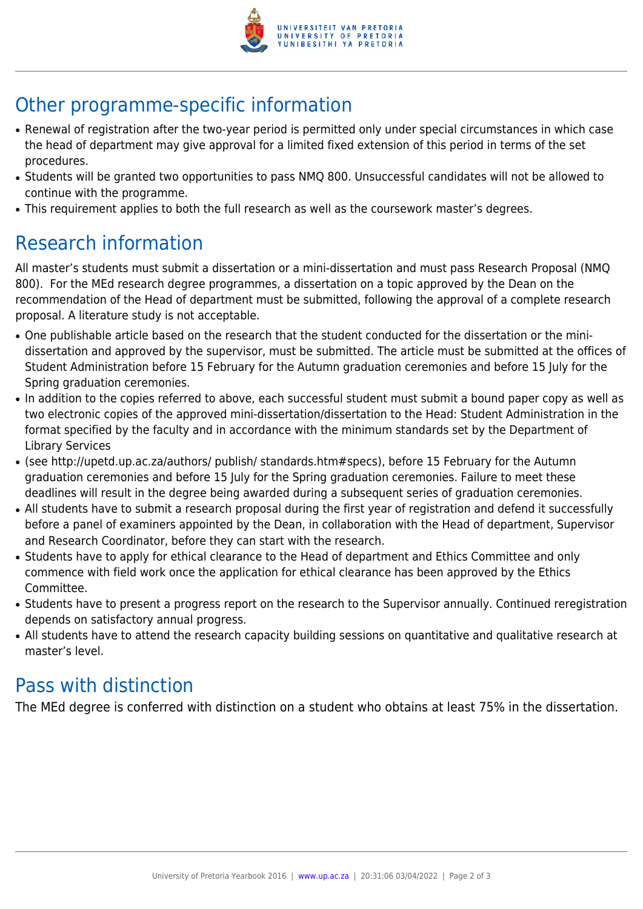## Other programme-specific information

- Renewal of registration after the two-year period is permitted only under special circumstances in which case the head of department may give approval for a limited fixed extension of this period in terms of the set procedures.
- Students will be granted two opportunities to pass NMQ 800. Unsuccessful candidates will not be allowed to continue with the programme.
- This requirement applies to both the full research as well as the coursework master's degrees.

## Research information

All master's students must submit a dissertation or a mini-dissertation and must pass Research Proposal (NMQ 800). For the MEd research degree programmes, a dissertation on a topic approved by the Dean on the recommendation of the Head of department must be submitted, following the approval of a complete research proposal. A literature study is not acceptable.

- One publishable article based on the research that the student conducted for the dissertation or the mini-dissertation and approved by the supervisor, must be submitted. The article must be submitted at the offices of Student Administration before 15 February for the Autumn graduation ceremonies and before 15 July for the Spring graduation ceremonies.
- In addition to the copies referred to above, each successful student must submit a bound paper copy as well as two electronic copies of the approved mini-dissertation/dissertation to the Head: Student Administration in the format specified by the faculty and in accordance with the minimum standards set by the Department of Library Services
- (see http://upetd.up.ac.za/authors/ publish/ standards.htm#specs), before 15 February for the Autumn graduation ceremonies and before 15 July for the Spring graduation ceremonies. Failure to meet these deadlines will result in the degree being awarded during a subsequent series of graduation ceremonies.
- All students have to submit a research proposal during the first year of registration and defend it successfully before a panel of examiners appointed by the Dean, in collaboration with the Head of department, Supervisor and Research Coordinator, before they can start with the research.
- Students have to apply for ethical clearance to the Head of department and Ethics Committee and only commence with field work once the application for ethical clearance has been approved by the Ethics Committee.
- Students have to present a progress report on the research to the Supervisor annually. Continued reregistration depends on satisfactory annual progress.
- All students have to attend the research capacity building sessions on quantitative and qualitative research at master's level.

## Pass with distinction

The MEd degree is conferred with distinction on a student who obtains at least 75% in the dissertation.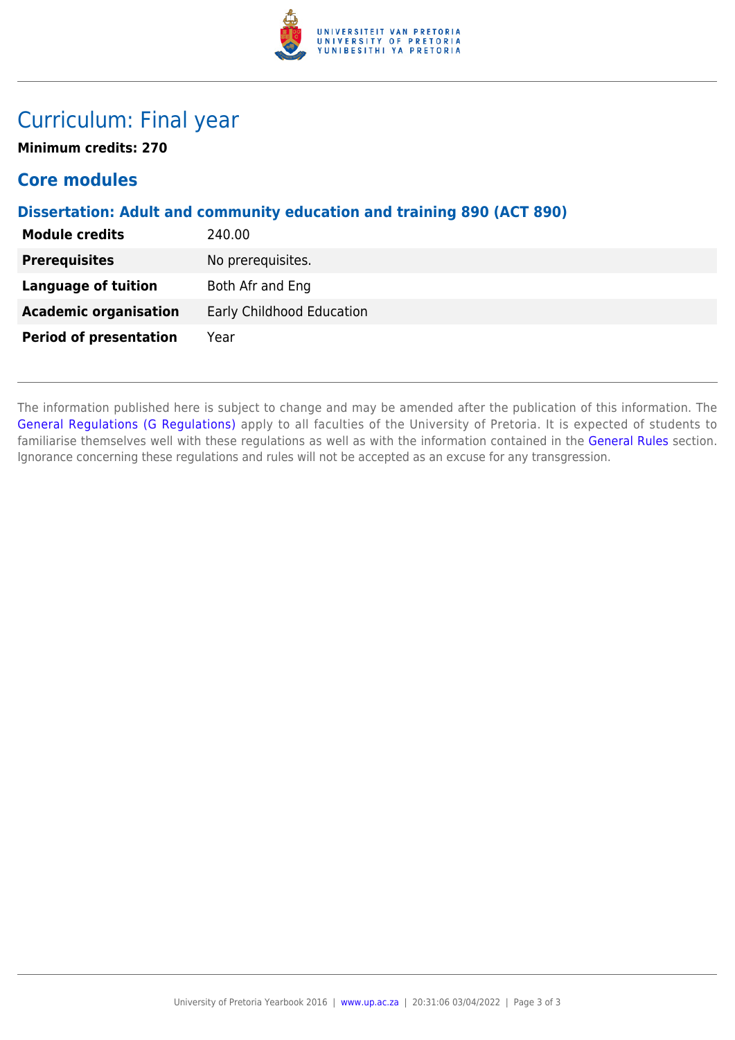# Curriculum: Final year

**Minimum credits: 270**

## Core modules

### Dissertation: Adult and community education and training 890 (ACT 890)

| | |
|---|---|
| **Module credits** | 240.00 |
| **Prerequisites** | No prerequisites. |
| **Language of tuition** | Both Afr and Eng |
| **Academic organisation** | Early Childhood Education |
| **Period of presentation** | Year |

The information published here is subject to change and may be amended after the publication of this information. The General Regulations (G Regulations) apply to all faculties of the University of Pretoria. It is expected of students to familiarise themselves well with these regulations as well as with the information contained in the General Rules section. Ignorance concerning these regulations and rules will not be accepted as an excuse for any transgression.